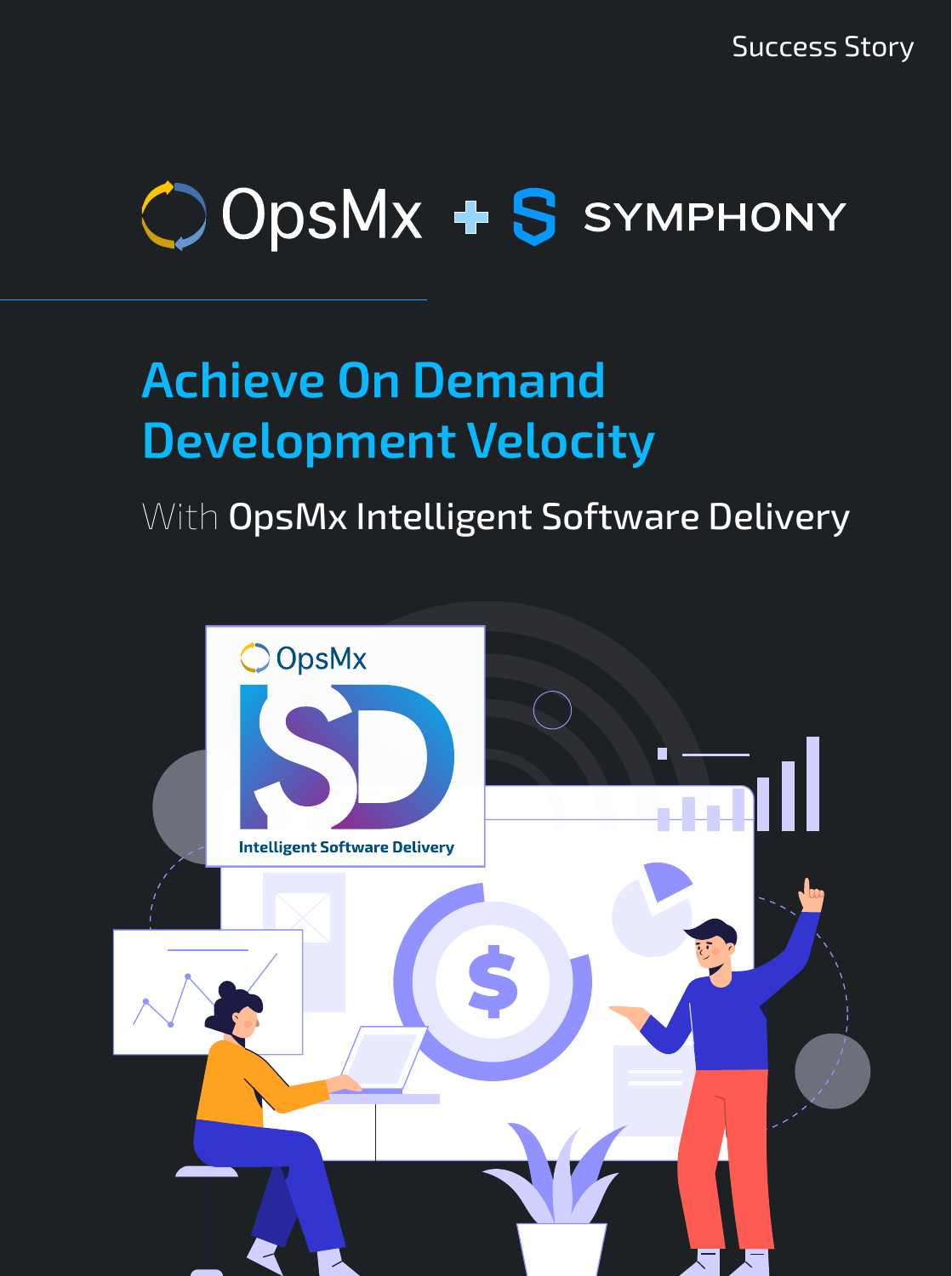Success Story

OpsMx + SYMPHONY

# Achieve On Demand Development Velocity

## With OpsMx Intelligent Software Delivery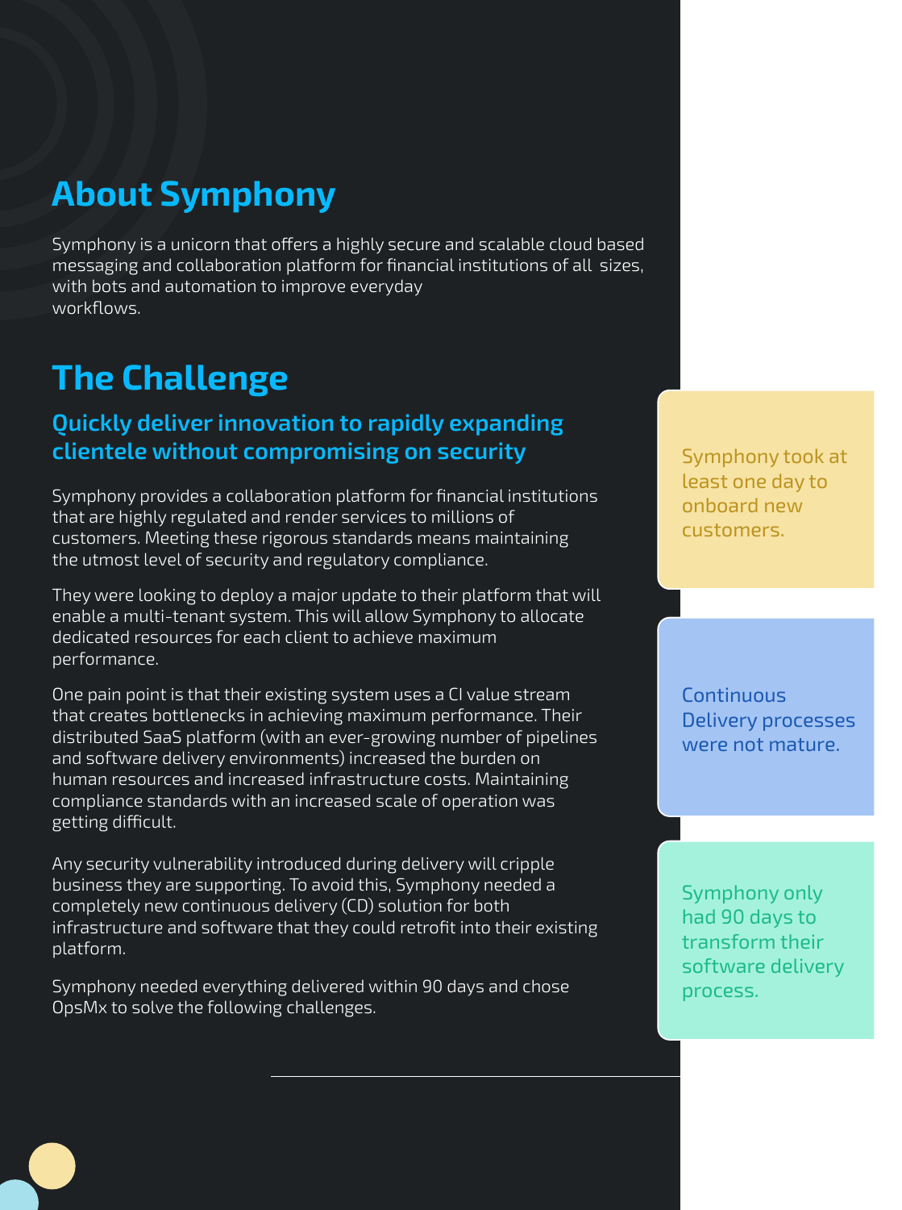## About Symphony

Symphony is a unicorn that offers a highly secure and scalable cloud based messaging and collaboration platform for financial institutions of all sizes, with bots and automation to improve everyday workflows.

## The Challenge

### Quickly deliver innovation to rapidly expanding clientele without compromising on security

Symphony provides a collaboration platform for financial institutions that are highly regulated and render services to millions of customers. Meeting these rigorous standards means maintaining the utmost level of security and regulatory compliance.

They were looking to deploy a major update to their platform that will enable a multi-tenant system. This will allow Symphony to allocate dedicated resources for each client to achieve maximum performance.

One pain point is that their existing system uses a CI value stream that creates bottlenecks in achieving maximum performance. Their distributed SaaS platform (with an ever-growing number of pipelines and software delivery environments) increased the burden on human resources and increased infrastructure costs. Maintaining compliance standards with an increased scale of operation was getting difficult.

Any security vulnerability introduced during delivery will cripple business they are supporting. To avoid this, Symphony needed a completely new continuous delivery (CD) solution for both infrastructure and software that they could retrofit into their existing platform.

Symphony needed everything delivered within 90 days and chose OpsMx to solve the following challenges.

Symphony took at least one day to onboard new customers.

Continuous Delivery processes were not mature.

Symphony only had 90 days to transform their software delivery process.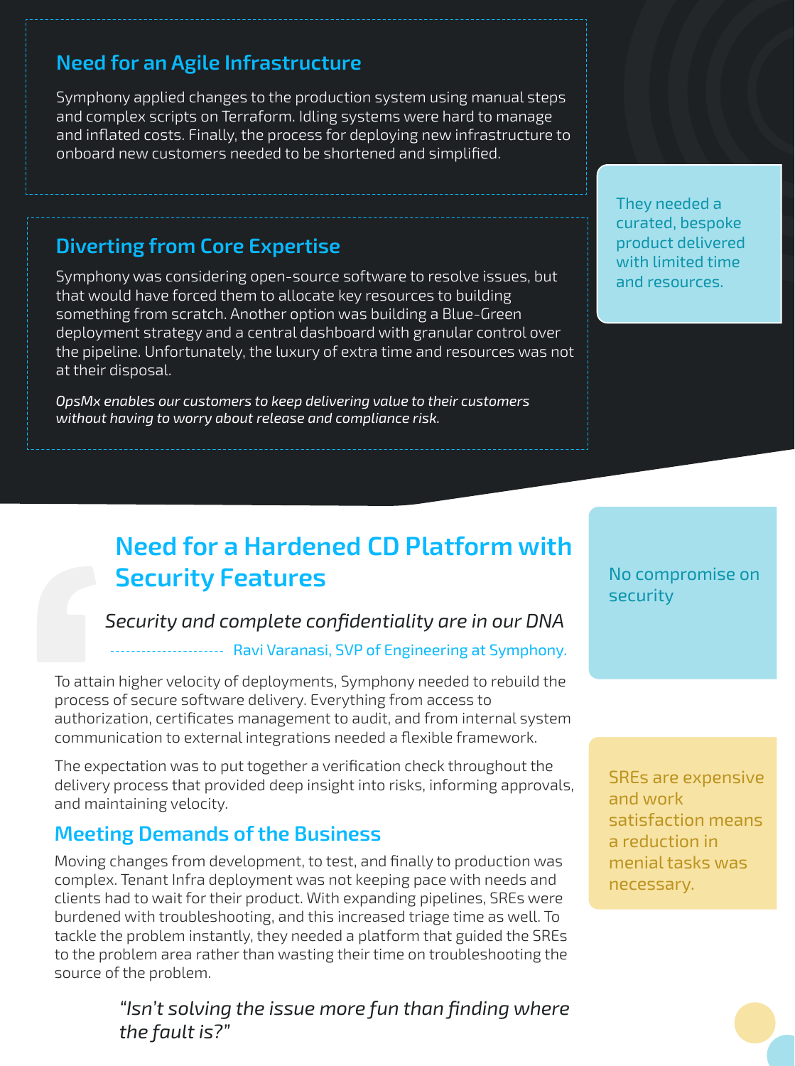## Need for an Agile Infrastructure

Symphony applied changes to the production system using manual steps and complex scripts on Terraform. Idling systems were hard to manage and inflated costs. Finally, the process for deploying new infrastructure to onboard new customers needed to be shortened and simplified.

## Diverting from Core Expertise

Symphony was considering open-source software to resolve issues, but that would have forced them to allocate key resources to building something from scratch. Another option was building a Blue-Green deployment strategy and a central dashboard with granular control over the pipeline. Unfortunately, the luxury of extra time and resources was not at their disposal.

*OpsMx enables our customers to keep delivering value to their customers without having to worry about release and compliance risk.*

They needed a curated, bespoke product delivered with limited time and resources.

## Need for a Hardened CD Platform with Security Features

*Security and complete confidentiality are in our DNA*

—— Ravi Varanasi, SVP of Engineering at Symphony.

No compromise on security

To attain higher velocity of deployments, Symphony needed to rebuild the process of secure software delivery. Everything from access to authorization, certificates management to audit, and from internal system communication to external integrations needed a flexible framework.

The expectation was to put together a verification check throughout the delivery process that provided deep insight into risks, informing approvals, and maintaining velocity.

### Meeting Demands of the Business

Moving changes from development, to test, and finally to production was complex. Tenant Infra deployment was not keeping pace with needs and clients had to wait for their product. With expanding pipelines, SREs were burdened with troubleshooting, and this increased triage time as well. To tackle the problem instantly, they needed a platform that guided the SREs to the problem area rather than wasting their time on troubleshooting the source of the problem.

SREs are expensive and work satisfaction means a reduction in menial tasks was necessary.

*"Isn't solving the issue more fun than finding where the fault is?"*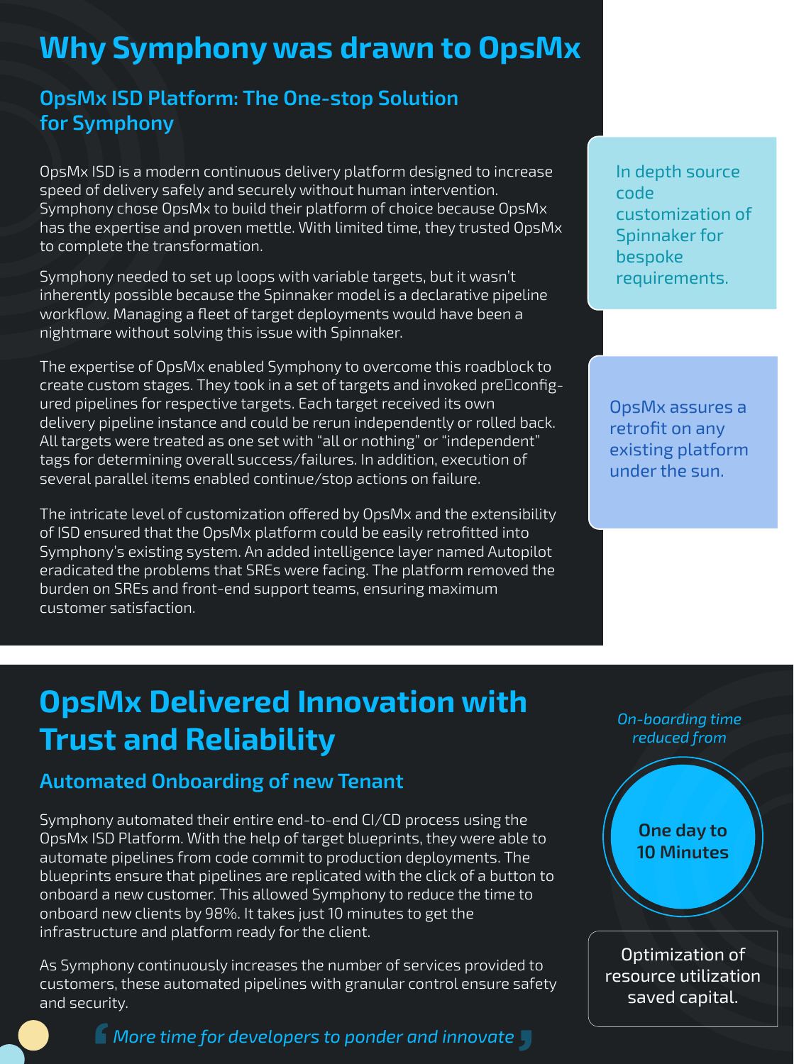# Why Symphony was drawn to OpsMx

## OpsMx ISD Platform: The One-stop Solution for Symphony

OpsMx ISD is a modern continuous delivery platform designed to increase speed of delivery safely and securely without human intervention. Symphony chose OpsMx to build their platform of choice because OpsMx has the expertise and proven mettle. With limited time, they trusted OpsMx to complete the transformation.

Symphony needed to set up loops with variable targets, but it wasn't inherently possible because the Spinnaker model is a declarative pipeline workflow. Managing a fleet of target deployments would have been a nightmare without solving this issue with Spinnaker.

The expertise of OpsMx enabled Symphony to overcome this roadblock to create custom stages. They took in a set of targets and invoked pre-configured pipelines for respective targets. Each target received its own delivery pipeline instance and could be rerun independently or rolled back. All targets were treated as one set with "all or nothing" or "independent" tags for determining overall success/failures. In addition, execution of several parallel items enabled continue/stop actions on failure.

The intricate level of customization offered by OpsMx and the extensibility of ISD ensured that the OpsMx platform could be easily retrofitted into Symphony's existing system. An added intelligence layer named Autopilot eradicated the problems that SREs were facing. The platform removed the burden on SREs and front-end support teams, ensuring maximum customer satisfaction.

In depth source code customization of Spinnaker for bespoke requirements.

OpsMx assures a retrofit on any existing platform under the sun.

# OpsMx Delivered Innovation with Trust and Reliability

## Automated Onboarding of new Tenant

Symphony automated their entire end-to-end CI/CD process using the OpsMx ISD Platform. With the help of target blueprints, they were able to automate pipelines from code commit to production deployments. The blueprints ensure that pipelines are replicated with the click of a button to onboard a new customer. This allowed Symphony to reduce the time to onboard new clients by 98%. It takes just 10 minutes to get the infrastructure and platform ready for the client.

As Symphony continuously increases the number of services provided to customers, these automated pipelines with granular control ensure safety and security.

*On-boarding time reduced from*

**One day to 10 Minutes**

Optimization of resource utilization saved capital.

*" More time for developers to ponder and innovate "*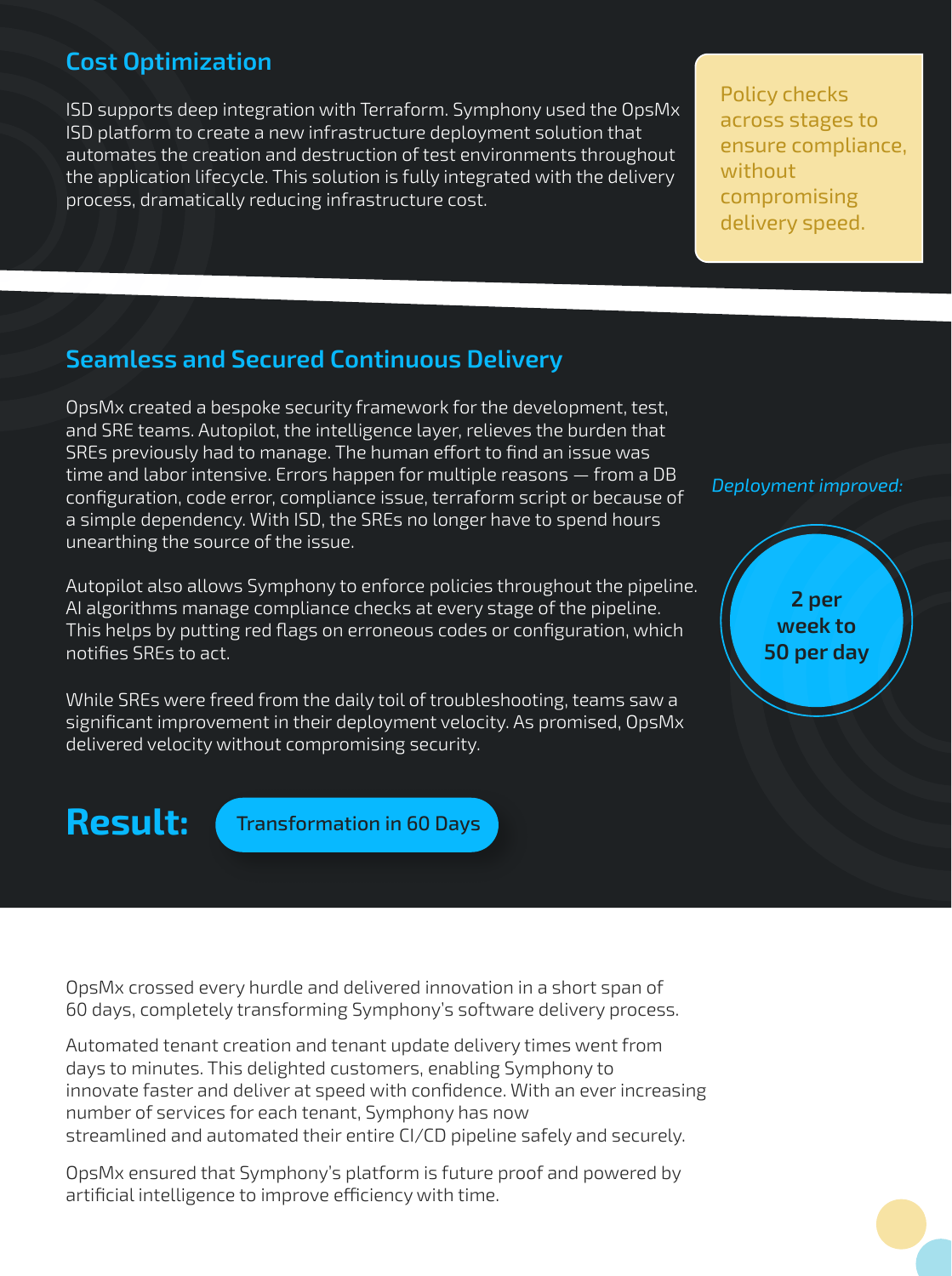## Cost Optimization

ISD supports deep integration with Terraform. Symphony used the OpsMx ISD platform to create a new infrastructure deployment solution that automates the creation and destruction of test environments throughout the application lifecycle. This solution is fully integrated with the delivery process, dramatically reducing infrastructure cost.

Policy checks across stages to ensure compliance, without compromising delivery speed.

## Seamless and Secured Continuous Delivery

OpsMx created a bespoke security framework for the development, test, and SRE teams. Autopilot, the intelligence layer, relieves the burden that SREs previously had to manage. The human effort to find an issue was time and labor intensive. Errors happen for multiple reasons — from a DB configuration, code error, compliance issue, terraform script or because of a simple dependency. With ISD, the SREs no longer have to spend hours unearthing the source of the issue.

Autopilot also allows Symphony to enforce policies throughout the pipeline. AI algorithms manage compliance checks at every stage of the pipeline. This helps by putting red flags on erroneous codes or configuration, which notifies SREs to act.

While SREs were freed from the daily toil of troubleshooting, teams saw a significant improvement in their deployment velocity. As promised, OpsMx delivered velocity without compromising security.

*Deployment improved:*

**2 per week to 50 per day**

## Result: Transformation in 60 Days

OpsMx crossed every hurdle and delivered innovation in a short span of 60 days, completely transforming Symphony's software delivery process.

Automated tenant creation and tenant update delivery times went from days to minutes. This delighted customers, enabling Symphony to innovate faster and deliver at speed with confidence. With an ever increasing number of services for each tenant, Symphony has now streamlined and automated their entire CI/CD pipeline safely and securely.

OpsMx ensured that Symphony's platform is future proof and powered by artificial intelligence to improve efficiency with time.